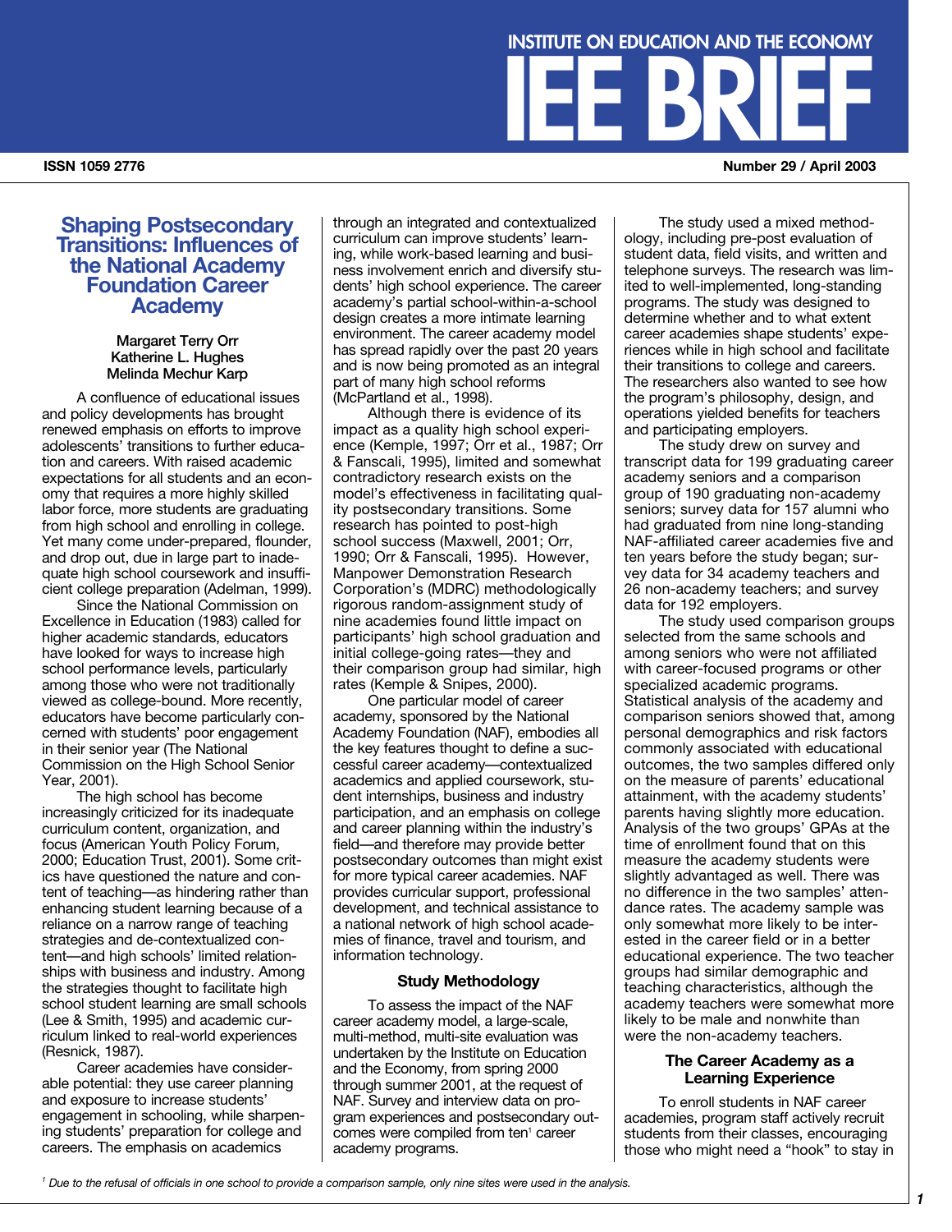INSTITUTE ON EDUCATION AND THE ECONOMY

# IEE BRIEF

ISSN 1059 2776

Number 29 / April 2003

## Shaping Postsecondary Transitions: Influences of the National Academy Foundation Career Academy

**Margaret Terry Orr**
**Katherine L. Hughes**
**Melinda Mechur Karp**

A confluence of educational issues and policy developments has brought renewed emphasis on efforts to improve adolescents' transitions to further education and careers. With raised academic expectations for all students and an economy that requires a more highly skilled labor force, more students are graduating from high school and enrolling in college. Yet many come under-prepared, flounder, and drop out, due in large part to inadequate high school coursework and insufficient college preparation (Adelman, 1999).

Since the National Commission on Excellence in Education (1983) called for higher academic standards, educators have looked for ways to increase high school performance levels, particularly among those who were not traditionally viewed as college-bound. More recently, educators have become particularly concerned with students' poor engagement in their senior year (The National Commission on the High School Senior Year, 2001).

The high school has become increasingly criticized for its inadequate curriculum content, organization, and focus (American Youth Policy Forum, 2000; Education Trust, 2001). Some critics have questioned the nature and content of teaching—as hindering rather than enhancing student learning because of a reliance on a narrow range of teaching strategies and de-contextualized content—and high schools' limited relationships with business and industry. Among the strategies thought to facilitate high school student learning are small schools (Lee & Smith, 1995) and academic curriculum linked to real-world experiences (Resnick, 1987).

Career academies have considerable potential: they use career planning and exposure to increase students' engagement in schooling, while sharpening students' preparation for college and careers. The emphasis on academics through an integrated and contextualized curriculum can improve students' learning, while work-based learning and business involvement enrich and diversify students' high school experience. The career academy's partial school-within-a-school design creates a more intimate learning environment. The career academy model has spread rapidly over the past 20 years and is now being promoted as an integral part of many high school reforms (McPartland et al., 1998).

Although there is evidence of its impact as a quality high school experience (Kemple, 1997; Orr et al., 1987; Orr & Fanscali, 1995), limited and somewhat contradictory research exists on the model's effectiveness in facilitating quality postsecondary transitions. Some research has pointed to post-high school success (Maxwell, 2001; Orr, 1990; Orr & Fanscali, 1995). However, Manpower Demonstration Research Corporation's (MDRC) methodologically rigorous random-assignment study of nine academies found little impact on participants' high school graduation and initial college-going rates—they and their comparison group had similar, high rates (Kemple & Snipes, 2000).

One particular model of career academy, sponsored by the National Academy Foundation (NAF), embodies all the key features thought to define a successful career academy—contextualized academics and applied coursework, student internships, business and industry participation, and an emphasis on college and career planning within the industry's field—and therefore may provide better postsecondary outcomes than might exist for more typical career academies. NAF provides curricular support, professional development, and technical assistance to a national network of high school academies of finance, travel and tourism, and information technology.

### Study Methodology

To assess the impact of the NAF career academy model, a large-scale, multi-method, multi-site evaluation was undertaken by the Institute on Education and the Economy, from spring 2000 through summer 2001, at the request of NAF. Survey and interview data on program experiences and postsecondary outcomes were compiled from ten[1] career academy programs.

The study used a mixed methodology, including pre-post evaluation of student data, field visits, and written and telephone surveys. The research was limited to well-implemented, long-standing programs. The study was designed to determine whether and to what extent career academies shape students' experiences while in high school and facilitate their transitions to college and careers. The researchers also wanted to see how the program's philosophy, design, and operations yielded benefits for teachers and participating employers.

The study drew on survey and transcript data for 199 graduating career academy seniors and a comparison group of 190 graduating non-academy seniors; survey data for 157 alumni who had graduated from nine long-standing NAF-affiliated career academies five and ten years before the study began; survey data for 34 academy teachers and 26 non-academy teachers; and survey data for 192 employers.

The study used comparison groups selected from the same schools and among seniors who were not affiliated with career-focused programs or other specialized academic programs. Statistical analysis of the academy and comparison seniors showed that, among personal demographics and risk factors commonly associated with educational outcomes, the two samples differed only on the measure of parents' educational attainment, with the academy students' parents having slightly more education. Analysis of the two groups' GPAs at the time of enrollment found that on this measure the academy students were slightly advantaged as well. There was no difference in the two samples' attendance rates. The academy sample was only somewhat more likely to be interested in the career field or in a better educational experience. The two teacher groups had similar demographic and teaching characteristics, although the academy teachers were somewhat more likely to be male and nonwhite than were the non-academy teachers.

### The Career Academy as a Learning Experience

To enroll students in NAF career academies, program staff actively recruit students from their classes, encouraging those who might need a "hook" to stay in

[1] *Due to the refusal of officials in one school to provide a comparison sample, only nine sites were used in the analysis.*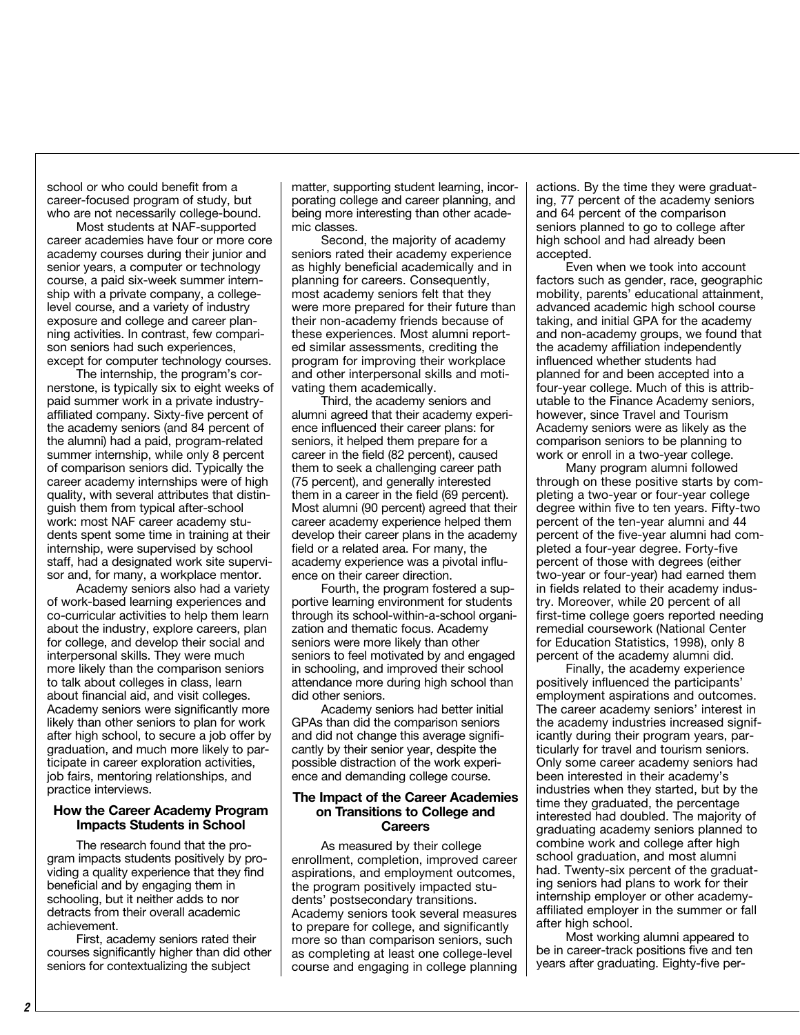school or who could benefit from a career-focused program of study, but who are not necessarily college-bound.

Most students at NAF-supported career academies have four or more core academy courses during their junior and senior years, a computer or technology course, a paid six-week summer internship with a private company, a college-level course, and a variety of industry exposure and college and career planning activities. In contrast, few comparison seniors had such experiences, except for computer technology courses.

The internship, the program's cornerstone, is typically six to eight weeks of paid summer work in a private industry-affiliated company. Sixty-five percent of the academy seniors (and 84 percent of the alumni) had a paid, program-related summer internship, while only 8 percent of comparison seniors did. Typically the career academy internships were of high quality, with several attributes that distinguish them from typical after-school work: most NAF career academy students spent some time in training at their internship, were supervised by school staff, had a designated work site supervisor and, for many, a workplace mentor.

Academy seniors also had a variety of work-based learning experiences and co-curricular activities to help them learn about the industry, explore careers, plan for college, and develop their social and interpersonal skills. They were much more likely than the comparison seniors to talk about colleges in class, learn about financial aid, and visit colleges. Academy seniors were significantly more likely than other seniors to plan for work after high school, to secure a job offer by graduation, and much more likely to participate in career exploration activities, job fairs, mentoring relationships, and practice interviews.

## How the Career Academy Program Impacts Students in School

The research found that the program impacts students positively by providing a quality experience that they find beneficial and by engaging them in schooling, but it neither adds to nor detracts from their overall academic achievement.

First, academy seniors rated their courses significantly higher than did other seniors for contextualizing the subject matter, supporting student learning, incorporating college and career planning, and being more interesting than other academic classes.

Second, the majority of academy seniors rated their academy experience as highly beneficial academically and in planning for careers. Consequently, most academy seniors felt that they were more prepared for their future than their non-academy friends because of these experiences. Most alumni reported similar assessments, crediting the program for improving their workplace and other interpersonal skills and motivating them academically.

Third, the academy seniors and alumni agreed that their academy experience influenced their career plans: for seniors, it helped them prepare for a career in the field (82 percent), caused them to seek a challenging career path (75 percent), and generally interested them in a career in the field (69 percent). Most alumni (90 percent) agreed that their career academy experience helped them develop their career plans in the academy field or a related area. For many, the academy experience was a pivotal influence on their career direction.

Fourth, the program fostered a supportive learning environment for students through its school-within-a-school organization and thematic focus. Academy seniors were more likely than other seniors to feel motivated by and engaged in schooling, and improved their school attendance more during high school than did other seniors.

Academy seniors had better initial GPAs than did the comparison seniors and did not change this average significantly by their senior year, despite the possible distraction of the work experience and demanding college course.

## The Impact of the Career Academies on Transitions to College and Careers

As measured by their college enrollment, completion, improved career aspirations, and employment outcomes, the program positively impacted students' postsecondary transitions. Academy seniors took several measures to prepare for college, and significantly more so than comparison seniors, such as completing at least one college-level course and engaging in college planning actions. By the time they were graduating, 77 percent of the academy seniors and 64 percent of the comparison seniors planned to go to college after high school and had already been accepted.

Even when we took into account factors such as gender, race, geographic mobility, parents' educational attainment, advanced academic high school course taking, and initial GPA for the academy and non-academy groups, we found that the academy affiliation independently influenced whether students had planned for and been accepted into a four-year college. Much of this is attributable to the Finance Academy seniors, however, since Travel and Tourism Academy seniors were as likely as the comparison seniors to be planning to work or enroll in a two-year college.

Many program alumni followed through on these positive starts by completing a two-year or four-year college degree within five to ten years. Fifty-two percent of the ten-year alumni and 44 percent of the five-year alumni had completed a four-year degree. Forty-five percent of those with degrees (either two-year or four-year) had earned them in fields related to their academy industry. Moreover, while 20 percent of all first-time college goers reported needing remedial coursework (National Center for Education Statistics, 1998), only 8 percent of the academy alumni did.

Finally, the academy experience positively influenced the participants' employment aspirations and outcomes. The career academy seniors' interest in the academy industries increased significantly during their program years, particularly for travel and tourism seniors. Only some career academy seniors had been interested in their academy's industries when they started, but by the time they graduated, the percentage interested had doubled. The majority of graduating academy seniors planned to combine work and college after high school graduation, and most alumni had. Twenty-six percent of the graduating seniors had plans to work for their internship employer or other academy-affiliated employer in the summer or fall after high school.

Most working alumni appeared to be in career-track positions five and ten years after graduating. Eighty-five per-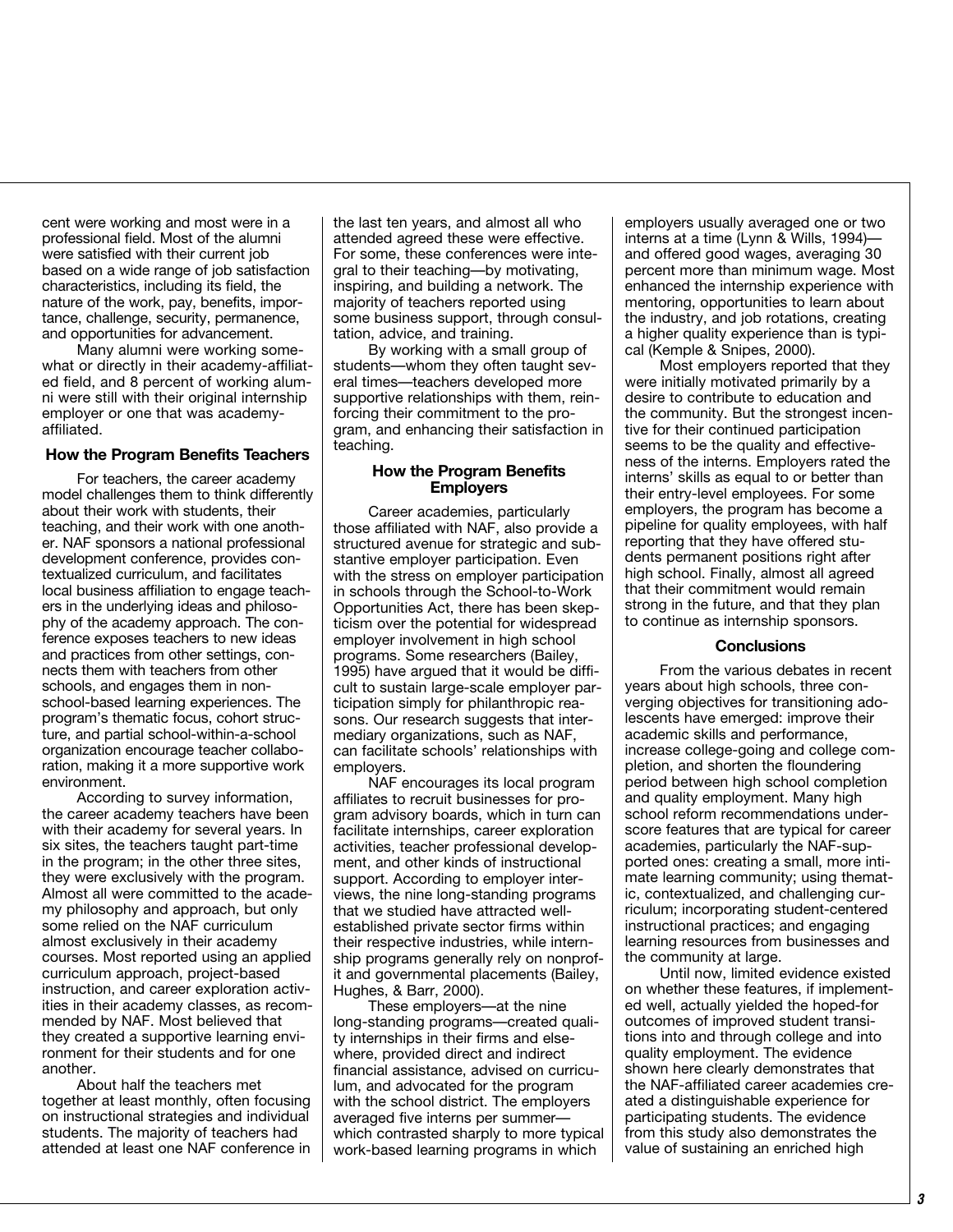cent were working and most were in a professional field. Most of the alumni were satisfied with their current job based on a wide range of job satisfaction characteristics, including its field, the nature of the work, pay, benefits, importance, challenge, security, permanence, and opportunities for advancement.

Many alumni were working somewhat or directly in their academy-affiliated field, and 8 percent of working alumni were still with their original internship employer or one that was academy-affiliated.

### How the Program Benefits Teachers

For teachers, the career academy model challenges them to think differently about their work with students, their teaching, and their work with one another. NAF sponsors a national professional development conference, provides contextualized curriculum, and facilitates local business affiliation to engage teachers in the underlying ideas and philosophy of the academy approach. The conference exposes teachers to new ideas and practices from other settings, connects them with teachers from other schools, and engages them in non-school-based learning experiences. The program's thematic focus, cohort structure, and partial school-within-a-school organization encourage teacher collaboration, making it a more supportive work environment.

According to survey information, the career academy teachers have been with their academy for several years. In six sites, the teachers taught part-time in the program; in the other three sites, they were exclusively with the program. Almost all were committed to the academy philosophy and approach, but only some relied on the NAF curriculum almost exclusively in their academy courses. Most reported using an applied curriculum approach, project-based instruction, and career exploration activities in their academy classes, as recommended by NAF. Most believed that they created a supportive learning environment for their students and for one another.

About half the teachers met together at least monthly, often focusing on instructional strategies and individual students. The majority of teachers had attended at least one NAF conference in the last ten years, and almost all who attended agreed these were effective. For some, these conferences were integral to their teaching—by motivating, inspiring, and building a network. The majority of teachers reported using some business support, through consultation, advice, and training.

By working with a small group of students—whom they often taught several times—teachers developed more supportive relationships with them, reinforcing their commitment to the program, and enhancing their satisfaction in teaching.

### How the Program Benefits Employers

Career academies, particularly those affiliated with NAF, also provide a structured avenue for strategic and substantive employer participation. Even with the stress on employer participation in schools through the School-to-Work Opportunities Act, there has been skepticism over the potential for widespread employer involvement in high school programs. Some researchers (Bailey, 1995) have argued that it would be difficult to sustain large-scale employer participation simply for philanthropic reasons. Our research suggests that intermediary organizations, such as NAF, can facilitate schools' relationships with employers.

NAF encourages its local program affiliates to recruit businesses for program advisory boards, which in turn can facilitate internships, career exploration activities, teacher professional development, and other kinds of instructional support. According to employer interviews, the nine long-standing programs that we studied have attracted well-established private sector firms within their respective industries, while internship programs generally rely on nonprofit and governmental placements (Bailey, Hughes, & Barr, 2000).

These employers—at the nine long-standing programs—created quality internships in their firms and elsewhere, provided direct and indirect financial assistance, advised on curriculum, and advocated for the program with the school district. The employers averaged five interns per summer—which contrasted sharply to more typical work-based learning programs in which employers usually averaged one or two interns at a time (Lynn & Wills, 1994)—and offered good wages, averaging 30 percent more than minimum wage. Most enhanced the internship experience with mentoring, opportunities to learn about the industry, and job rotations, creating a higher quality experience than is typical (Kemple & Snipes, 2000).

Most employers reported that they were initially motivated primarily by a desire to contribute to education and the community. But the strongest incentive for their continued participation seems to be the quality and effectiveness of the interns. Employers rated the interns' skills as equal to or better than their entry-level employees. For some employers, the program has become a pipeline for quality employees, with half reporting that they have offered students permanent positions right after high school. Finally, almost all agreed that their commitment would remain strong in the future, and that they plan to continue as internship sponsors.

### Conclusions

From the various debates in recent years about high schools, three converging objectives for transitioning adolescents have emerged: improve their academic skills and performance, increase college-going and college completion, and shorten the floundering period between high school completion and quality employment. Many high school reform recommendations underscore features that are typical for career academies, particularly the NAF-supported ones: creating a small, more intimate learning community; using thematic, contextualized, and challenging curriculum; incorporating student-centered instructional practices; and engaging learning resources from businesses and the community at large.

Until now, limited evidence existed on whether these features, if implemented well, actually yielded the hoped-for outcomes of improved student transitions into and through college and into quality employment. The evidence shown here clearly demonstrates that the NAF-affiliated career academies created a distinguishable experience for participating students. The evidence from this study also demonstrates the value of sustaining an enriched high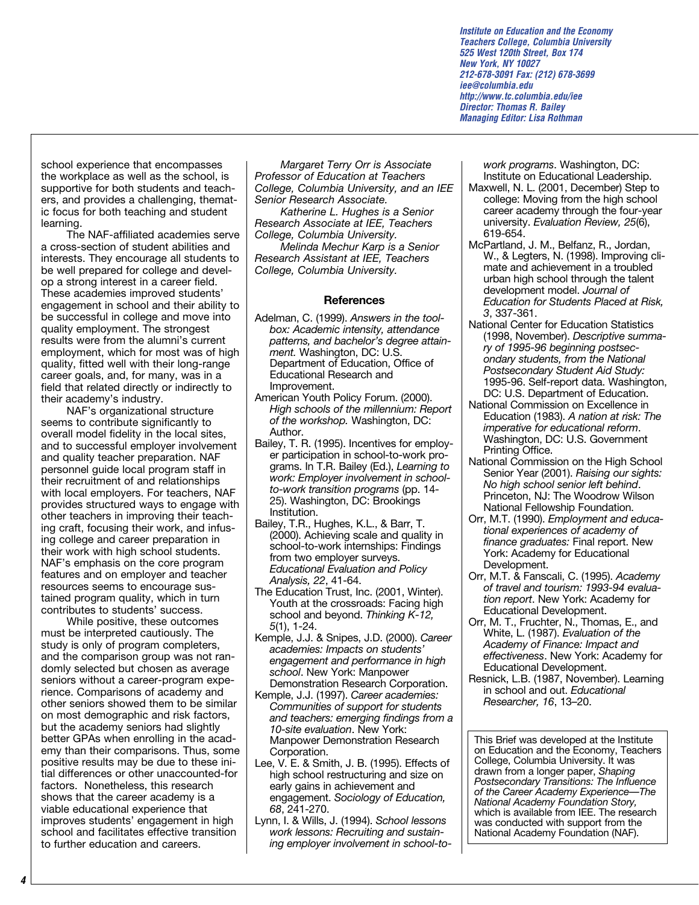Institute on Education and the Economy
Teachers College, Columbia University
525 West 120th Street, Box 174
New York, NY 10027
212-678-3091 Fax: (212) 678-3699
iee@columbia.edu
http://www.tc.columbia.edu/iee
Director: Thomas R. Bailey
Managing Editor: Lisa Rothman

school experience that encompasses the workplace as well as the school, is supportive for both students and teachers, and provides a challenging, thematic focus for both teaching and student learning.

The NAF-affiliated academies serve a cross-section of student abilities and interests. They encourage all students to be well prepared for college and develop a strong interest in a career field. These academies improved students' engagement in school and their ability to be successful in college and move into quality employment. The strongest results were from the alumni's current employment, which for most was of high quality, fitted well with their long-range career goals, and, for many, was in a field that related directly or indirectly to their academy's industry.

NAF's organizational structure seems to contribute significantly to overall model fidelity in the local sites, and to successful employer involvement and quality teacher preparation. NAF personnel guide local program staff in their recruitment of and relationships with local employers. For teachers, NAF provides structured ways to engage with other teachers in improving their teaching craft, focusing their work, and infusing college and career preparation in their work with high school students. NAF's emphasis on the core program features and on employer and teacher resources seems to encourage sustained program quality, which in turn contributes to students' success.

While positive, these outcomes must be interpreted cautiously. The study is only of program completers, and the comparison group was not randomly selected but chosen as average seniors without a career-program experience. Comparisons of academy and other seniors showed them to be similar on most demographic and risk factors, but the academy seniors had slightly better GPAs when enrolling in the academy than their comparisons. Thus, some positive results may be due to these initial differences or other unaccounted-for factors. Nonetheless, this research shows that the career academy is a viable educational experience that improves students' engagement in high school and facilitates effective transition to further education and careers.

*Margaret Terry Orr is Associate Professor of Education at Teachers College, Columbia University, and an IEE Senior Research Associate.*

*Katherine L. Hughes is a Senior Research Associate at IEE, Teachers College, Columbia University.*

*Melinda Mechur Karp is a Senior Research Assistant at IEE, Teachers College, Columbia University.*

## References

Adelman, C. (1999). *Answers in the toolbox: Academic intensity, attendance patterns, and bachelor's degree attainment.* Washington, DC: U.S. Department of Education, Office of Educational Research and Improvement.

American Youth Policy Forum. (2000). *High schools of the millennium: Report of the workshop.* Washington, DC: Author.

Bailey, T. R. (1995). Incentives for employer participation in school-to-work programs. In T.R. Bailey (Ed.), *Learning to work: Employer involvement in school-to-work transition programs* (pp. 14-25). Washington, DC: Brookings Institution.

Bailey, T.R., Hughes, K.L., & Barr, T. (2000). Achieving scale and quality in school-to-work internships: Findings from two employer surveys. *Educational Evaluation and Policy Analysis, 22*, 41-64.

The Education Trust, Inc. (2001, Winter). Youth at the crossroads: Facing high school and beyond. *Thinking K-12, 5*(1), 1-24.

Kemple, J.J. & Snipes, J.D. (2000). *Career academies: Impacts on students' engagement and performance in high school*. New York: Manpower Demonstration Research Corporation.

Kemple, J.J. (1997). *Career academies: Communities of support for students and teachers: emerging findings from a 10-site evaluation*. New York: Manpower Demonstration Research Corporation.

Lee, V. E. & Smith, J. B. (1995). Effects of high school restructuring and size on early gains in achievement and engagement. *Sociology of Education, 68*, 241-270.

Lynn, I. & Wills, J. (1994). *School lessons work lessons: Recruiting and sustaining employer involvement in school-to-work programs*. Washington, DC: Institute on Educational Leadership.

Maxwell, N. L. (2001, December) Step to college: Moving from the high school career academy through the four-year university. *Evaluation Review, 25*(6), 619-654.

McPartland, J. M., Belfanz, R., Jordan, W., & Legters, N. (1998). Improving climate and achievement in a troubled urban high school through the talent development model. *Journal of Education for Students Placed at Risk, 3*, 337-361.

National Center for Education Statistics (1998, November). *Descriptive summary of 1995-96 beginning postsecondary students, from the National Postsecondary Student Aid Study:* 1995-96. Self-report data. Washington, DC: U.S. Department of Education.

National Commission on Excellence in Education (1983). *A nation at risk: The imperative for educational reform*. Washington, DC: U.S. Government Printing Office.

National Commission on the High School Senior Year (2001). *Raising our sights: No high school senior left behind*. Princeton, NJ: The Woodrow Wilson National Fellowship Foundation.

Orr, M.T. (1990). *Employment and educational experiences of academy of finance graduates:* Final report. New York: Academy for Educational Development.

Orr, M.T. & Fanscali, C. (1995). *Academy of travel and tourism: 1993-94 evaluation report*. New York: Academy for Educational Development.

Orr, M. T., Fruchter, N., Thomas, E., and White, L. (1987). *Evaluation of the Academy of Finance: Impact and effectiveness*. New York: Academy for Educational Development.

Resnick, L.B. (1987, November). Learning in school and out. *Educational Researcher, 16*, 13–20.

This Brief was developed at the Institute on Education and the Economy, Teachers College, Columbia University. It was drawn from a longer paper, *Shaping Postsecondary Transitions: The Influence of the Career Academy Experience—The National Academy Foundation Story,* which is available from IEE. The research was conducted with support from the National Academy Foundation (NAF).